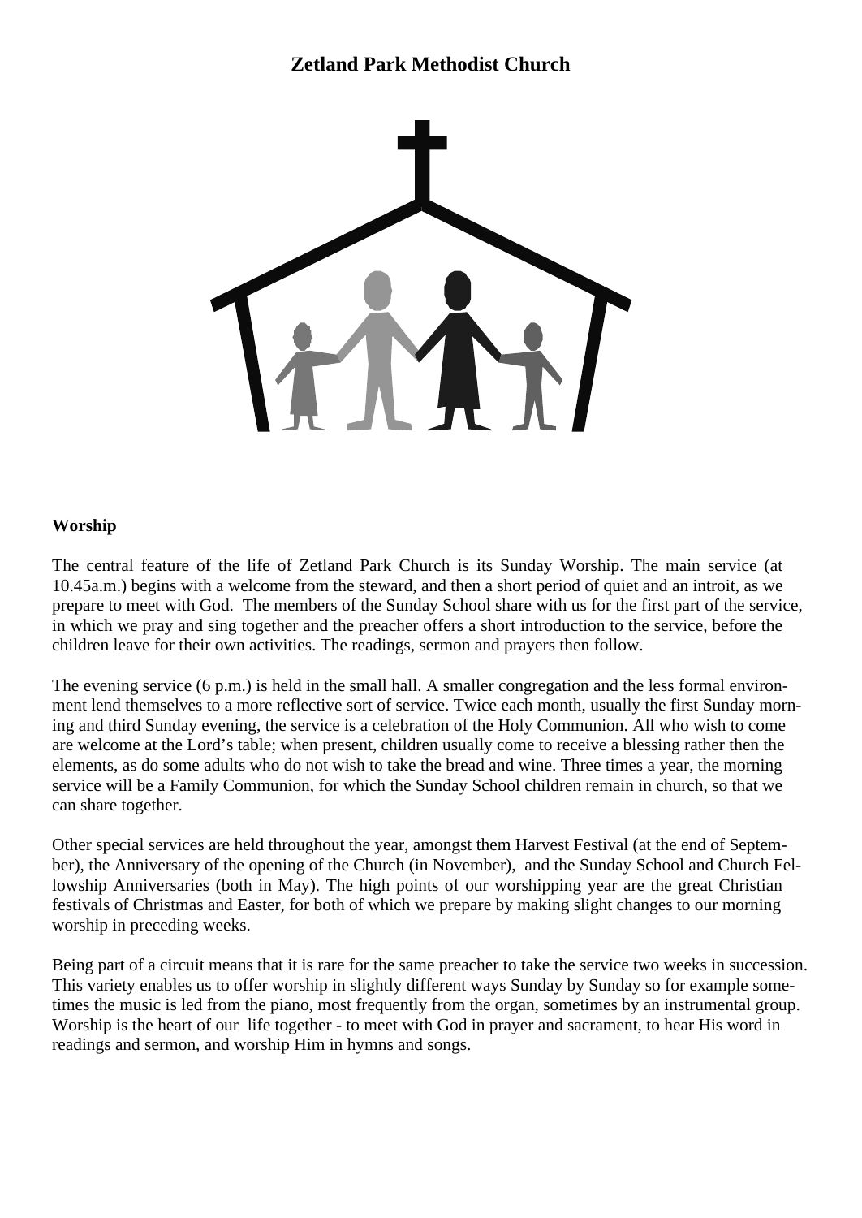# Zetland Park Methodist Church

## Worship

The central feature of the life of Zetland Park Church is its Sunday Worship. The main service (at 10.45a.m.) begins with a welcome from the steward, and then a short period of quiet and an introit, as we prepare to meet with God. The members of the Sunday School share with us for the first part of the service, in which we pray and sing together and the preacher offers a short introduction to the service, before the children leave for their own activities. The readings, sermon and prayers then follow.

The evening service (6 p.m.) is held in the small hall. A smaller congregation and the less formal environment lend themselves to a more reflective sort of service. Twice each month, usually the first Sunday morning and third Sunday evening, the service is a celebration of the Holy Communion. All who wish to come are welcome at the Lord's table; when present, children usually come to receive a blessing rather then the elements, as do some adults who do not wish to take the bread and wine. Three times a year, the morning service will be a Family Communion, for which the Sunday School children remain in church, so that we can share together.

Other special services are held throughout the year, amongst them Harvest Festival (at the end of September), the Anniversary of the opening of the Church (in November), and the Sunday School and Church Fellowship Anniversaries (both in May). The high points of our worshipping year are the great Christian festivals of Christmas and Easter, for both of which we prepare by making slight changes to our morning worship in preceding weeks.

Being part of a circuit means that it is rare for the same preacher to take the service two weeks in succession. This variety enables us to offer worship in slightly different ways Sunday by Sunday so for example sometimes the music is led from the piano, most frequently from the organ, sometimes by an instrumental group. Worship is the heart of our life together - to meet with God in prayer and sacrament, to hear His word in readings and sermon, and worship Him in hymns and songs.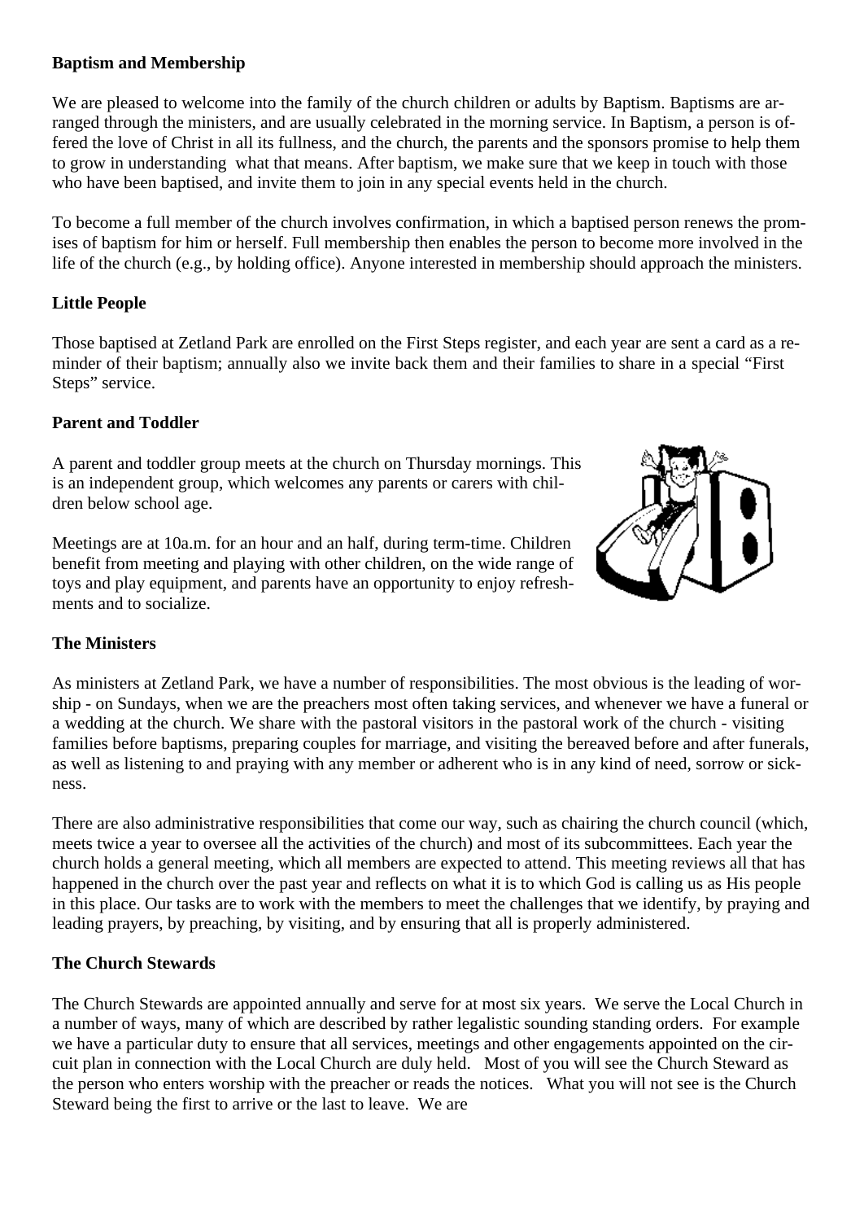## Baptism and Membership

We are pleased to welcome into the family of the church children or adults by Baptism. Baptisms are arranged through the ministers, and are usually celebrated in the morning service. In Baptism, a person is offered the love of Christ in all its fullness, and the church, the parents and the sponsors promise to help them to grow in understanding what that means. After baptism, we make sure that we keep in touch with those who have been baptised, and invite them to join in any special events held in the church.

To become a full member of the church involves confirmation, in which a baptised person renews the promises of baptism for him or herself. Full membership then enables the person to become more involved in the life of the church (e.g., by holding office). Anyone interested in membership should approach the ministers.

## Little People

Those baptised at Zetland Park are enrolled on the First Steps register, and each year are sent a card as a reminder of their baptism; annually also we invite back them and their families to share in a special "First Steps" service.

## Parent and Toddler

A parent and toddler group meets at the church on Thursday mornings. This is an independent group, which welcomes any parents or carers with children below school age.

Meetings are at 10a.m. for an hour and an half, during term-time. Children benefit from meeting and playing with other children, on the wide range of toys and play equipment, and parents have an opportunity to enjoy refreshments and to socialize.

## The Ministers

As ministers at Zetland Park, we have a number of responsibilities. The most obvious is the leading of worship - on Sundays, when we are the preachers most often taking services, and whenever we have a funeral or a wedding at the church. We share with the pastoral visitors in the pastoral work of the church - visiting families before baptisms, preparing couples for marriage, and visiting the bereaved before and after funerals, as well as listening to and praying with any member or adherent who is in any kind of need, sorrow or sickness.

There are also administrative responsibilities that come our way, such as chairing the church council (which, meets twice a year to oversee all the activities of the church) and most of its subcommittees. Each year the church holds a general meeting, which all members are expected to attend. This meeting reviews all that has happened in the church over the past year and reflects on what it is to which God is calling us as His people in this place. Our tasks are to work with the members to meet the challenges that we identify, by praying and leading prayers, by preaching, by visiting, and by ensuring that all is properly administered.

## The Church Stewards

The Church Stewards are appointed annually and serve for at most six years. We serve the Local Church in a number of ways, many of which are described by rather legalistic sounding standing orders. For example we have a particular duty to ensure that all services, meetings and other engagements appointed on the circuit plan in connection with the Local Church are duly held. Most of you will see the Church Steward as the person who enters worship with the preacher or reads the notices. What you will not see is the Church Steward being the first to arrive or the last to leave. We are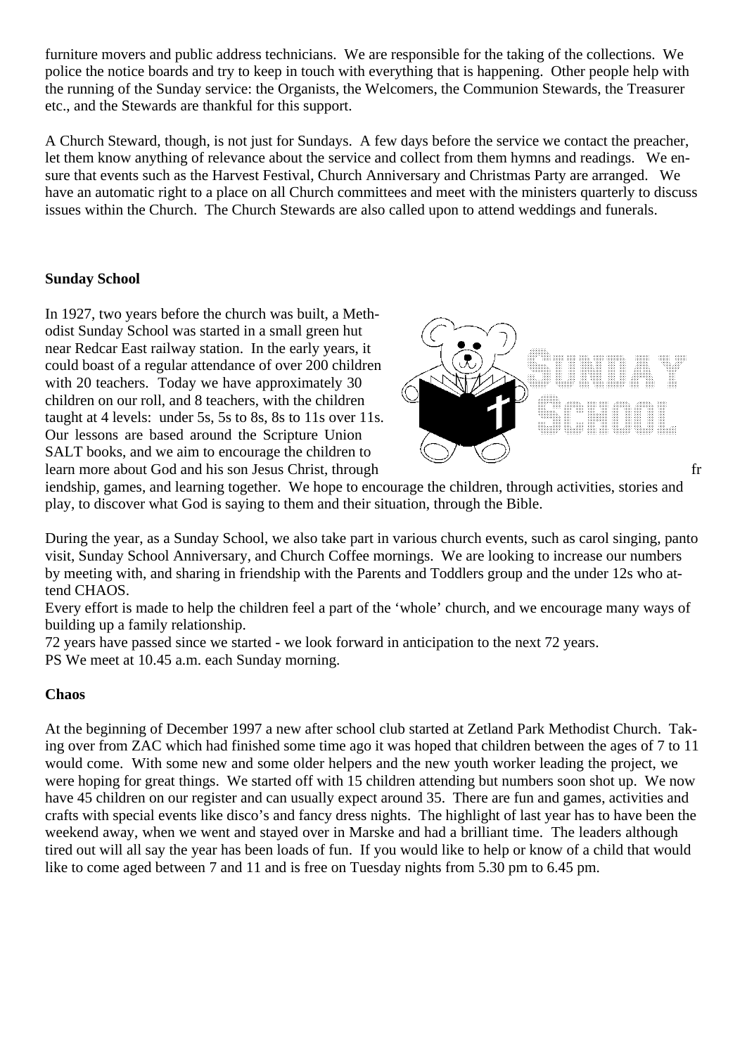furniture movers and public address technicians. We are responsible for the taking of the collections. We police the notice boards and try to keep in touch with everything that is happening. Other people help with the running of the Sunday service: the Organists, the Welcomers, the Communion Stewards, the Treasurer etc., and the Stewards are thankful for this support.

A Church Steward, though, is not just for Sundays. A few days before the service we contact the preacher, let them know anything of relevance about the service and collect from them hymns and readings. We ensure that events such as the Harvest Festival, Church Anniversary and Christmas Party are arranged. We have an automatic right to a place on all Church committees and meet with the ministers quarterly to discuss issues within the Church. The Church Stewards are also called upon to attend weddings and funerals.

**Sunday School**

In 1927, two years before the church was built, a Methodist Sunday School was started in a small green hut near Redcar East railway station. In the early years, it could boast of a regular attendance of over 200 children with 20 teachers. Today we have approximately 30 children on our roll, and 8 teachers, with the children taught at 4 levels: under 5s, 5s to 8s, 8s to 11s over 11s. Our lessons are based around the Scripture Union SALT books, and we aim to encourage the children to learn more about God and his son Jesus Christ, through friendship, games, and learning together. We hope to encourage the children, through activities, stories and play, to discover what God is saying to them and their situation, through the Bible.

During the year, as a Sunday School, we also take part in various church events, such as carol singing, panto visit, Sunday School Anniversary, and Church Coffee mornings. We are looking to increase our numbers by meeting with, and sharing in friendship with the Parents and Toddlers group and the under 12s who attend CHAOS.

Every effort is made to help the children feel a part of the 'whole' church, and we encourage many ways of building up a family relationship.

72 years have passed since we started - we look forward in anticipation to the next 72 years.

PS We meet at 10.45 a.m. each Sunday morning.

**Chaos**

At the beginning of December 1997 a new after school club started at Zetland Park Methodist Church. Taking over from ZAC which had finished some time ago it was hoped that children between the ages of 7 to 11 would come. With some new and some older helpers and the new youth worker leading the project, we were hoping for great things. We started off with 15 children attending but numbers soon shot up. We now have 45 children on our register and can usually expect around 35. There are fun and games, activities and crafts with special events like disco's and fancy dress nights. The highlight of last year has to have been the weekend away, when we went and stayed over in Marske and had a brilliant time. The leaders although tired out will all say the year has been loads of fun. If you would like to help or know of a child that would like to come aged between 7 and 11 and is free on Tuesday nights from 5.30 pm to 6.45 pm.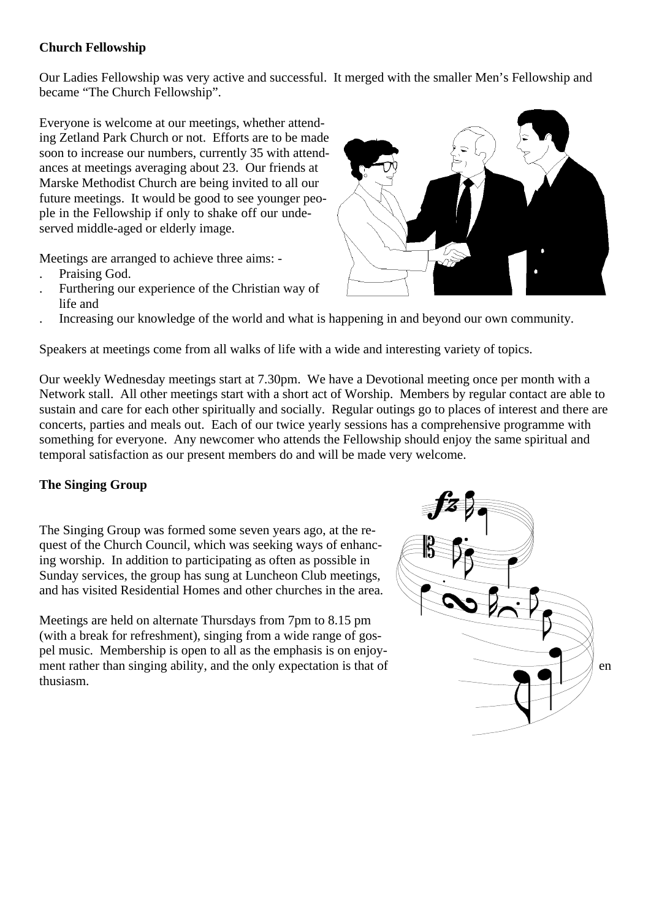**Church Fellowship**

Our Ladies Fellowship was very active and successful.  It merged with the smaller Men's Fellowship and became "The Church Fellowship".

Everyone is welcome at our meetings, whether attending Zetland Park Church or not.  Efforts are to be made soon to increase our numbers, currently 35 with attendances at meetings averaging about 23.  Our friends at Marske Methodist Church are being invited to all our future meetings.  It would be good to see younger people in the Fellowship if only to shake off our undeserved middle-aged or elderly image.

Meetings are arranged to achieve three aims: -

- Praising God.
- Furthering our experience of the Christian way of life and
- Increasing our knowledge of the world and what is happening in and beyond our own community.

Speakers at meetings come from all walks of life with a wide and interesting variety of topics.

Our weekly Wednesday meetings start at 7.30pm.  We have a Devotional meeting once per month with a Network stall.  All other meetings start with a short act of Worship.  Members by regular contact are able to sustain and care for each other spiritually and socially.  Regular outings go to places of interest and there are concerts, parties and meals out.  Each of our twice yearly sessions has a comprehensive programme with something for everyone.  Any newcomer who attends the Fellowship should enjoy the same spiritual and temporal satisfaction as our present members do and will be made very welcome.

**The Singing Group**

The Singing Group was formed some seven years ago, at the request of the Church Council, which was seeking ways of enhancing worship.  In addition to participating as often as possible in Sunday services, the group has sung at Luncheon Club meetings, and has visited Residential Homes and other churches in the area.

Meetings are held on alternate Thursdays from 7pm to 8.15 pm (with a break for refreshment), singing from a wide range of gospel music.  Membership is open to all as the emphasis is on enjoyment rather than singing ability, and the only expectation is that of enthusiasm.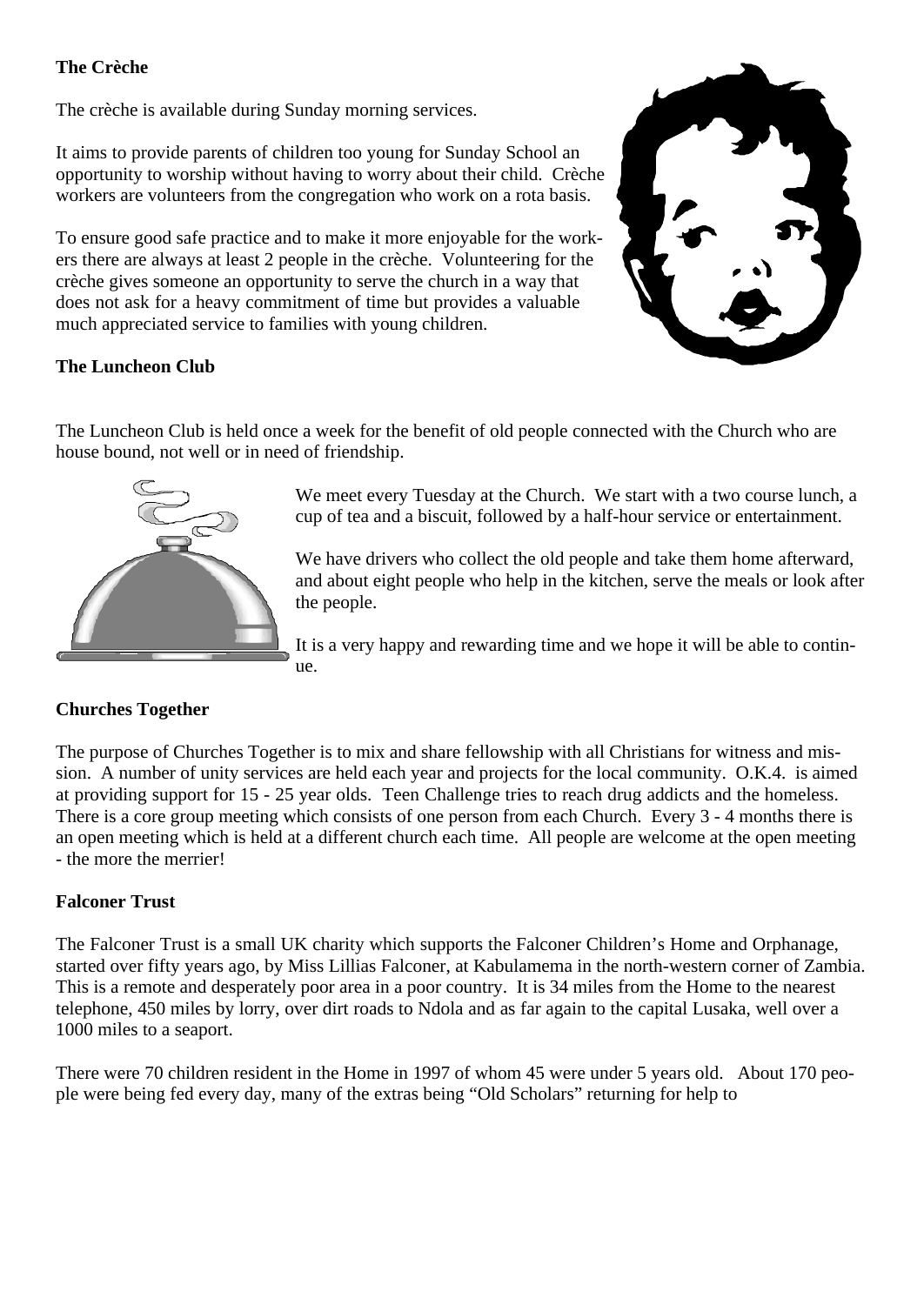### The Crèche

The crèche is available during Sunday morning services.

It aims to provide parents of children too young for Sunday School an opportunity to worship without having to worry about their child. Crèche workers are volunteers from the congregation who work on a rota basis.

To ensure good safe practice and to make it more enjoyable for the workers there are always at least 2 people in the crèche. Volunteering for the crèche gives someone an opportunity to serve the church in a way that does not ask for a heavy commitment of time but provides a valuable much appreciated service to families with young children.

### The Luncheon Club

The Luncheon Club is held once a week for the benefit of old people connected with the Church who are house bound, not well or in need of friendship.

We meet every Tuesday at the Church. We start with a two course lunch, a cup of tea and a biscuit, followed by a half-hour service or entertainment.

We have drivers who collect the old people and take them home afterward, and about eight people who help in the kitchen, serve the meals or look after the people.

It is a very happy and rewarding time and we hope it will be able to continue.

### Churches Together

The purpose of Churches Together is to mix and share fellowship with all Christians for witness and mission. A number of unity services are held each year and projects for the local community. O.K.4. is aimed at providing support for 15 - 25 year olds. Teen Challenge tries to reach drug addicts and the homeless. There is a core group meeting which consists of one person from each Church. Every 3 - 4 months there is an open meeting which is held at a different church each time. All people are welcome at the open meeting - the more the merrier!

### Falconer Trust

The Falconer Trust is a small UK charity which supports the Falconer Children's Home and Orphanage, started over fifty years ago, by Miss Lillias Falconer, at Kabulamema in the north-western corner of Zambia. This is a remote and desperately poor area in a poor country. It is 34 miles from the Home to the nearest telephone, 450 miles by lorry, over dirt roads to Ndola and as far again to the capital Lusaka, well over a 1000 miles to a seaport.

There were 70 children resident in the Home in 1997 of whom 45 were under 5 years old. About 170 people were being fed every day, many of the extras being "Old Scholars" returning for help to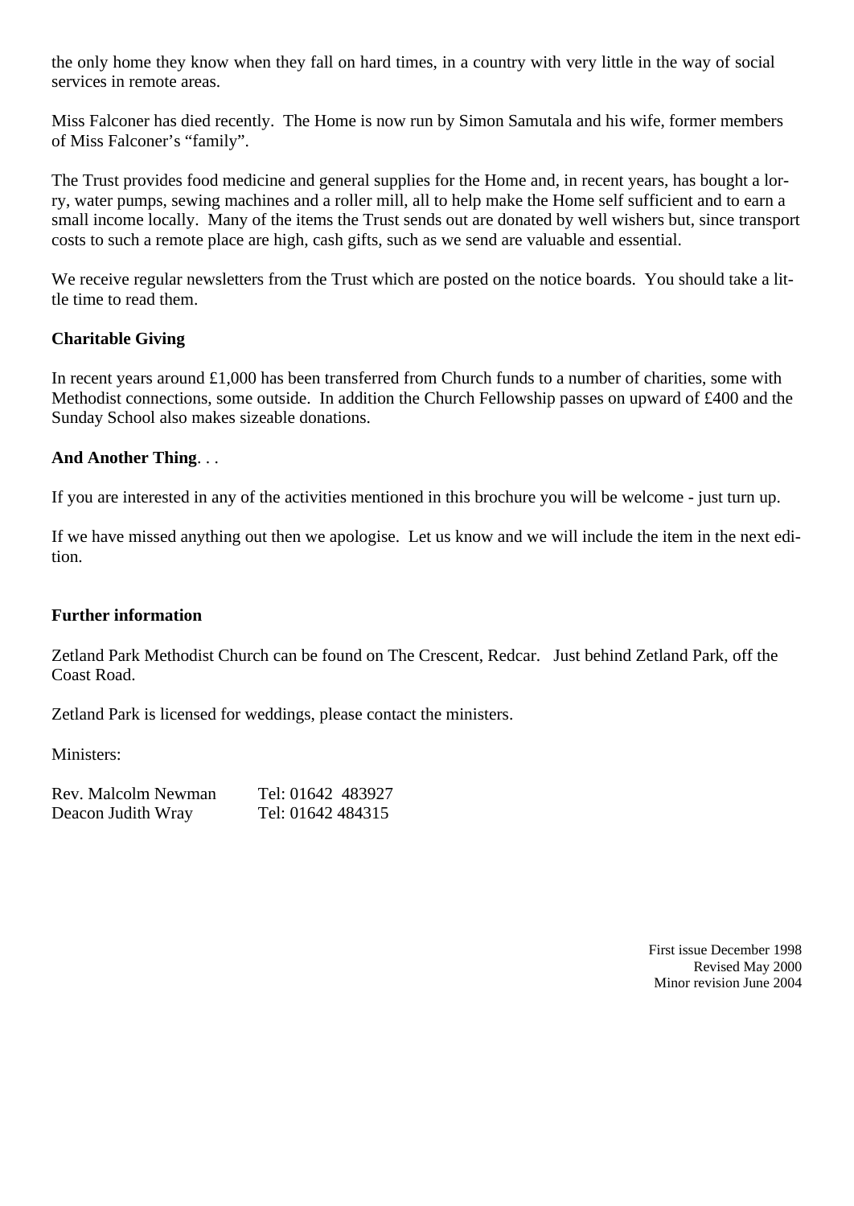the only home they know when they fall on hard times, in a country with very little in the way of social services in remote areas.

Miss Falconer has died recently. The Home is now run by Simon Samutala and his wife, former members of Miss Falconer's "family".

The Trust provides food medicine and general supplies for the Home and, in recent years, has bought a lorry, water pumps, sewing machines and a roller mill, all to help make the Home self sufficient and to earn a small income locally. Many of the items the Trust sends out are donated by well wishers but, since transport costs to such a remote place are high, cash gifts, such as we send are valuable and essential.

We receive regular newsletters from the Trust which are posted on the notice boards. You should take a little time to read them.

**Charitable Giving**

In recent years around £1,000 has been transferred from Church funds to a number of charities, some with Methodist connections, some outside. In addition the Church Fellowship passes on upward of £400 and the Sunday School also makes sizeable donations.

**And Another Thing**. . .

If you are interested in any of the activities mentioned in this brochure you will be welcome - just turn up.

If we have missed anything out then we apologise. Let us know and we will include the item in the next edition.

**Further information**

Zetland Park Methodist Church can be found on The Crescent, Redcar. Just behind Zetland Park, off the Coast Road.

Zetland Park is licensed for weddings, please contact the ministers.

Ministers:

| | |
|---|---|
| Rev. Malcolm Newman | Tel: 01642 483927 |
| Deacon Judith Wray | Tel: 01642 484315 |

First issue December 1998
Revised May 2000
Minor revision June 2004